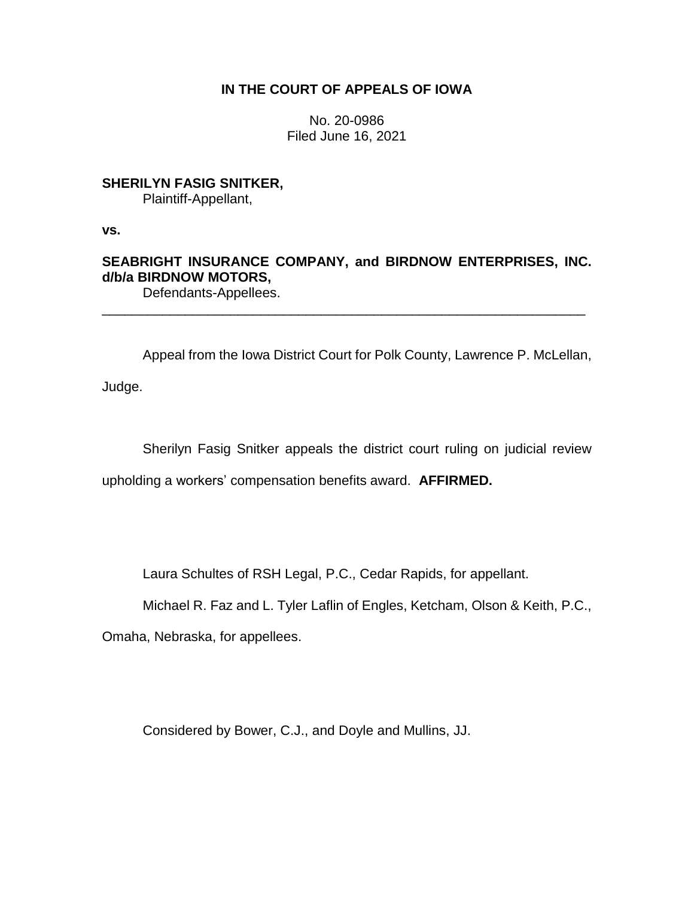# IN THE COURT OF APPEALS OF IOWA

No. 20-0986
Filed June 16, 2021

**SHERILYN FASIG SNITKER,**
Plaintiff-Appellant,

**vs.**

**SEABRIGHT INSURANCE COMPANY, and BIRDNOW ENTERPRISES, INC. d/b/a BIRDNOW MOTORS,**
Defendants-Appellees.

---

Appeal from the Iowa District Court for Polk County, Lawrence P. McLellan, Judge.

Sherilyn Fasig Snitker appeals the district court ruling on judicial review upholding a workers' compensation benefits award. **AFFIRMED.**

Laura Schultes of RSH Legal, P.C., Cedar Rapids, for appellant.

Michael R. Faz and L. Tyler Laflin of Engles, Ketcham, Olson & Keith, P.C., Omaha, Nebraska, for appellees.

Considered by Bower, C.J., and Doyle and Mullins, JJ.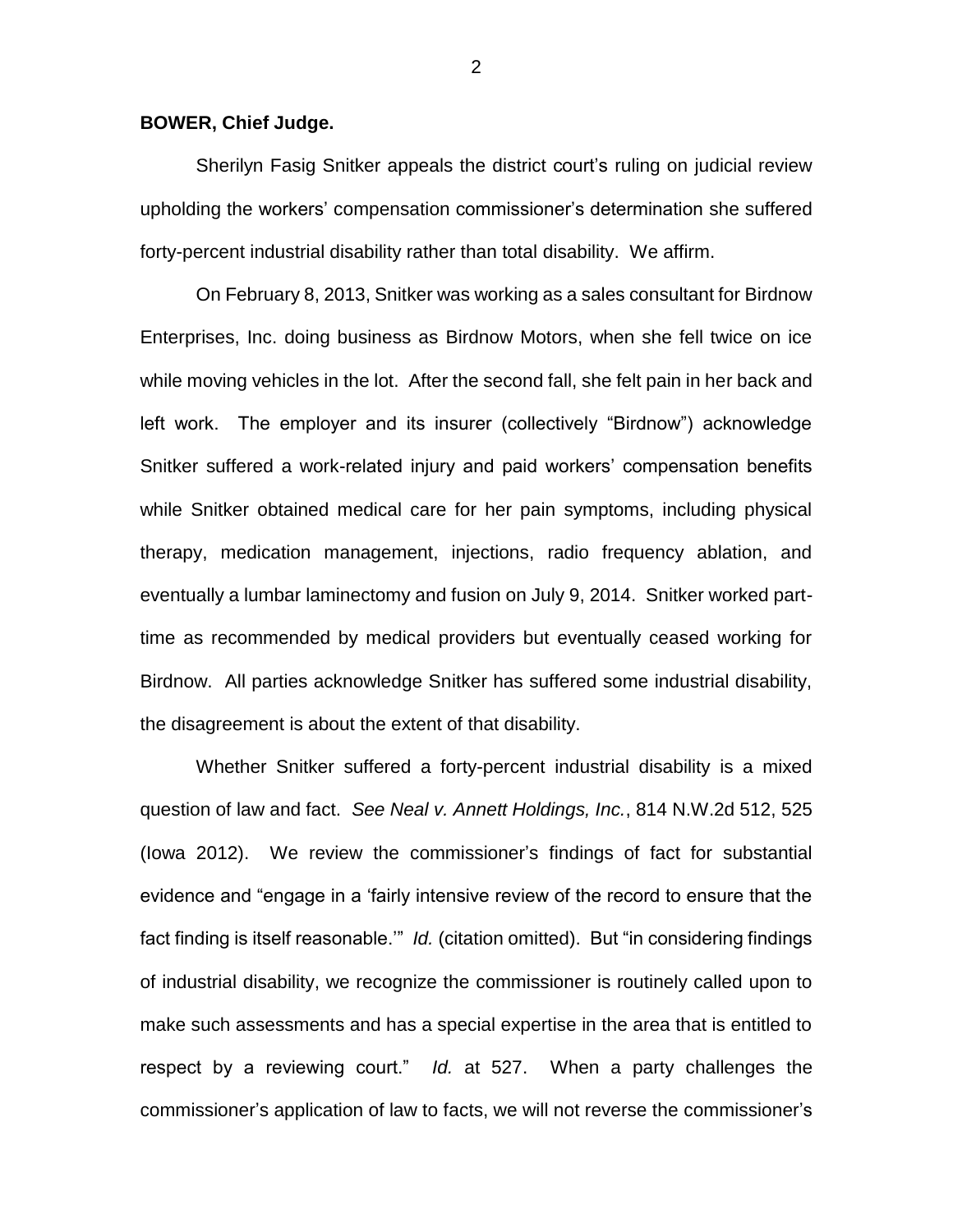**BOWER, Chief Judge.**

Sherilyn Fasig Snitker appeals the district court's ruling on judicial review upholding the workers' compensation commissioner's determination she suffered forty-percent industrial disability rather than total disability. We affirm.

On February 8, 2013, Snitker was working as a sales consultant for Birdnow Enterprises, Inc. doing business as Birdnow Motors, when she fell twice on ice while moving vehicles in the lot. After the second fall, she felt pain in her back and left work. The employer and its insurer (collectively "Birdnow") acknowledge Snitker suffered a work-related injury and paid workers' compensation benefits while Snitker obtained medical care for her pain symptoms, including physical therapy, medication management, injections, radio frequency ablation, and eventually a lumbar laminectomy and fusion on July 9, 2014. Snitker worked part-time as recommended by medical providers but eventually ceased working for Birdnow. All parties acknowledge Snitker has suffered some industrial disability, the disagreement is about the extent of that disability.

Whether Snitker suffered a forty-percent industrial disability is a mixed question of law and fact. *See Neal v. Annett Holdings, Inc.*, 814 N.W.2d 512, 525 (Iowa 2012). We review the commissioner's findings of fact for substantial evidence and "engage in a 'fairly intensive review of the record to ensure that the fact finding is itself reasonable.'" *Id.* (citation omitted). But "in considering findings of industrial disability, we recognize the commissioner is routinely called upon to make such assessments and has a special expertise in the area that is entitled to respect by a reviewing court." *Id.* at 527. When a party challenges the commissioner's application of law to facts, we will not reverse the commissioner's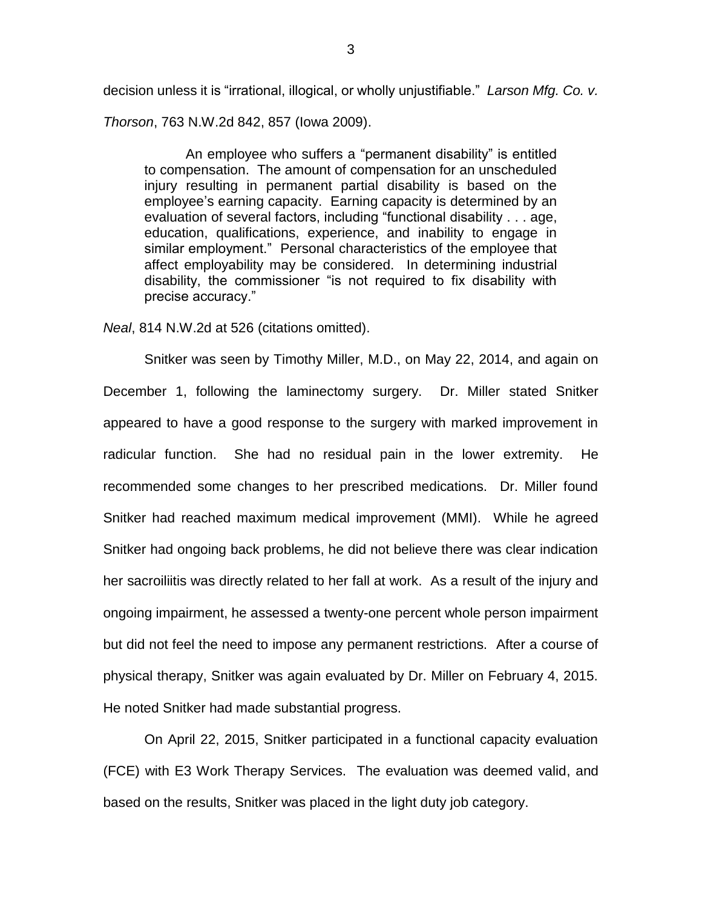decision unless it is "irrational, illogical, or wholly unjustifiable." *Larson Mfg. Co. v. Thorson*, 763 N.W.2d 842, 857 (Iowa 2009).

> An employee who suffers a "permanent disability" is entitled to compensation. The amount of compensation for an unscheduled injury resulting in permanent partial disability is based on the employee's earning capacity. Earning capacity is determined by an evaluation of several factors, including "functional disability . . . age, education, qualifications, experience, and inability to engage in similar employment." Personal characteristics of the employee that affect employability may be considered. In determining industrial disability, the commissioner "is not required to fix disability with precise accuracy."

*Neal*, 814 N.W.2d at 526 (citations omitted).

Snitker was seen by Timothy Miller, M.D., on May 22, 2014, and again on December 1, following the laminectomy surgery. Dr. Miller stated Snitker appeared to have a good response to the surgery with marked improvement in radicular function. She had no residual pain in the lower extremity. He recommended some changes to her prescribed medications. Dr. Miller found Snitker had reached maximum medical improvement (MMI). While he agreed Snitker had ongoing back problems, he did not believe there was clear indication her sacroiliitis was directly related to her fall at work. As a result of the injury and ongoing impairment, he assessed a twenty-one percent whole person impairment but did not feel the need to impose any permanent restrictions. After a course of physical therapy, Snitker was again evaluated by Dr. Miller on February 4, 2015. He noted Snitker had made substantial progress.

On April 22, 2015, Snitker participated in a functional capacity evaluation (FCE) with E3 Work Therapy Services. The evaluation was deemed valid, and based on the results, Snitker was placed in the light duty job category.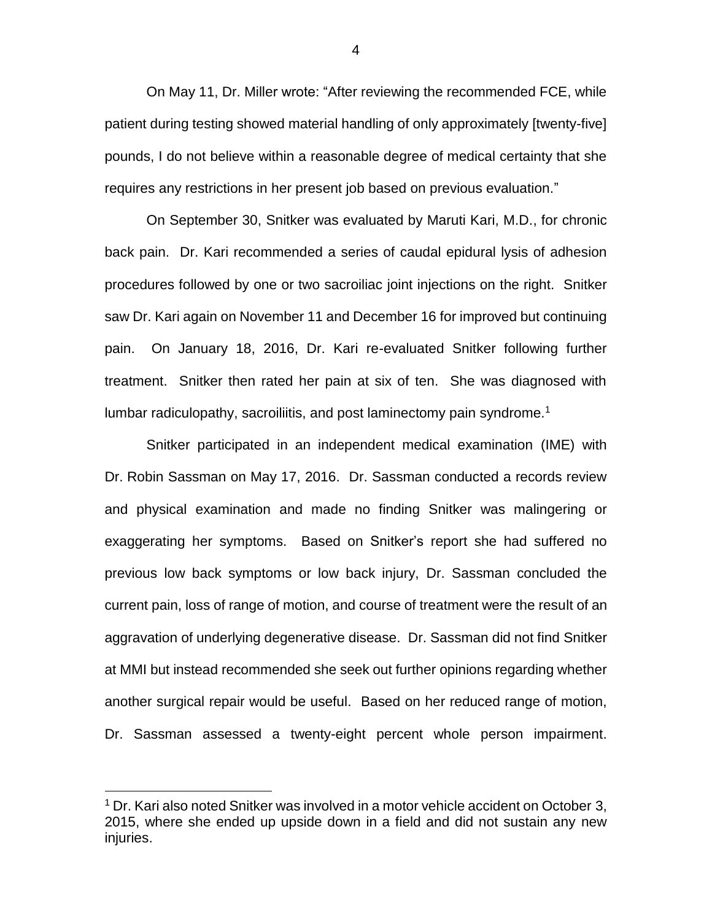On May 11, Dr. Miller wrote: "After reviewing the recommended FCE, while patient during testing showed material handling of only approximately [twenty-five] pounds, I do not believe within a reasonable degree of medical certainty that she requires any restrictions in her present job based on previous evaluation."

On September 30, Snitker was evaluated by Maruti Kari, M.D., for chronic back pain. Dr. Kari recommended a series of caudal epidural lysis of adhesion procedures followed by one or two sacroiliac joint injections on the right. Snitker saw Dr. Kari again on November 11 and December 16 for improved but continuing pain. On January 18, 2016, Dr. Kari re-evaluated Snitker following further treatment. Snitker then rated her pain at six of ten. She was diagnosed with lumbar radiculopathy, sacroiliitis, and post laminectomy pain syndrome.[1]

Snitker participated in an independent medical examination (IME) with Dr. Robin Sassman on May 17, 2016. Dr. Sassman conducted a records review and physical examination and made no finding Snitker was malingering or exaggerating her symptoms. Based on Snitker's report she had suffered no previous low back symptoms or low back injury, Dr. Sassman concluded the current pain, loss of range of motion, and course of treatment were the result of an aggravation of underlying degenerative disease. Dr. Sassman did not find Snitker at MMI but instead recommended she seek out further opinions regarding whether another surgical repair would be useful. Based on her reduced range of motion, Dr. Sassman assessed a twenty-eight percent whole person impairment.

[1] Dr. Kari also noted Snitker was involved in a motor vehicle accident on October 3, 2015, where she ended up upside down in a field and did not sustain any new injuries.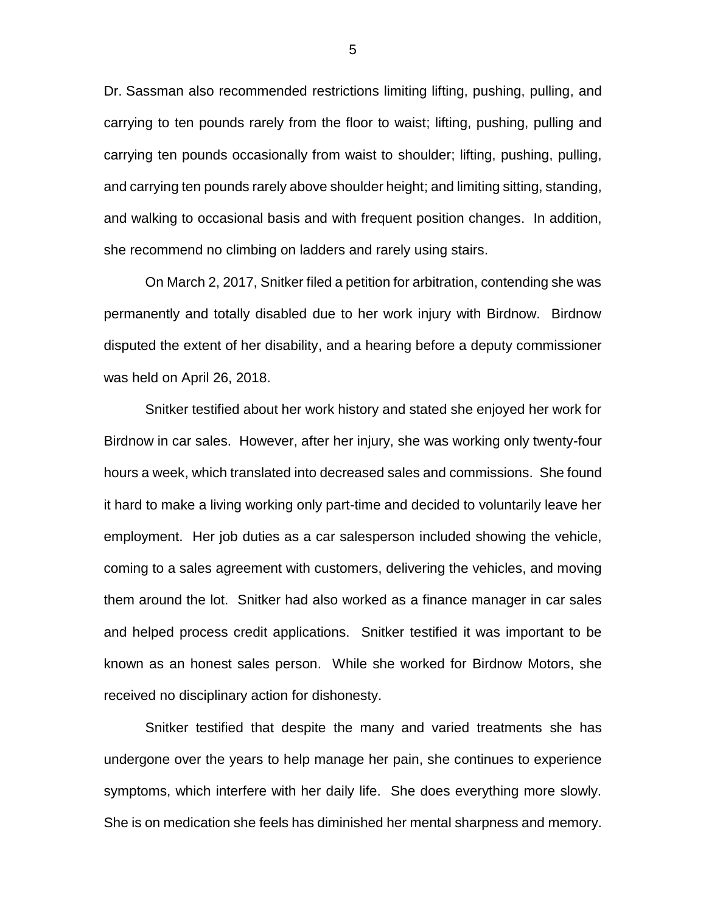Dr. Sassman also recommended restrictions limiting lifting, pushing, pulling, and carrying to ten pounds rarely from the floor to waist; lifting, pushing, pulling and carrying ten pounds occasionally from waist to shoulder; lifting, pushing, pulling, and carrying ten pounds rarely above shoulder height; and limiting sitting, standing, and walking to occasional basis and with frequent position changes. In addition, she recommend no climbing on ladders and rarely using stairs.

On March 2, 2017, Snitker filed a petition for arbitration, contending she was permanently and totally disabled due to her work injury with Birdnow. Birdnow disputed the extent of her disability, and a hearing before a deputy commissioner was held on April 26, 2018.

Snitker testified about her work history and stated she enjoyed her work for Birdnow in car sales. However, after her injury, she was working only twenty-four hours a week, which translated into decreased sales and commissions. She found it hard to make a living working only part-time and decided to voluntarily leave her employment. Her job duties as a car salesperson included showing the vehicle, coming to a sales agreement with customers, delivering the vehicles, and moving them around the lot. Snitker had also worked as a finance manager in car sales and helped process credit applications. Snitker testified it was important to be known as an honest sales person. While she worked for Birdnow Motors, she received no disciplinary action for dishonesty.

Snitker testified that despite the many and varied treatments she has undergone over the years to help manage her pain, she continues to experience symptoms, which interfere with her daily life. She does everything more slowly. She is on medication she feels has diminished her mental sharpness and memory.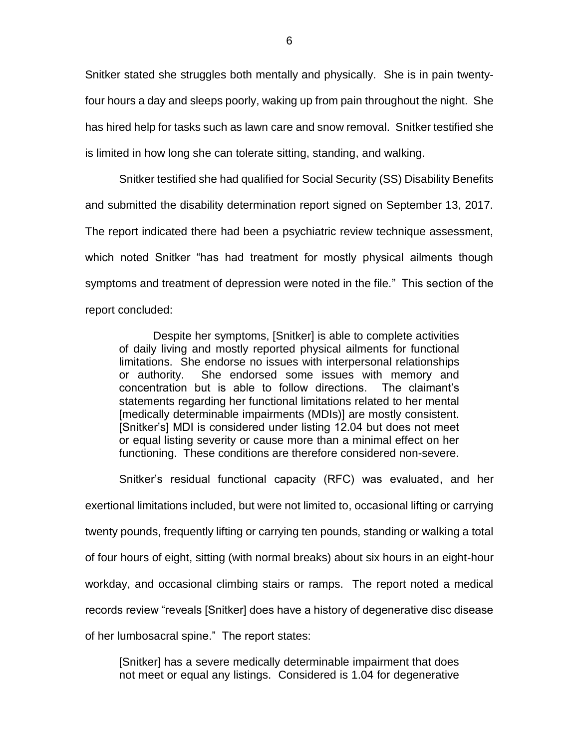Snitker stated she struggles both mentally and physically. She is in pain twenty-four hours a day and sleeps poorly, waking up from pain throughout the night. She has hired help for tasks such as lawn care and snow removal. Snitker testified she is limited in how long she can tolerate sitting, standing, and walking.

Snitker testified she had qualified for Social Security (SS) Disability Benefits and submitted the disability determination report signed on September 13, 2017. The report indicated there had been a psychiatric review technique assessment, which noted Snitker "has had treatment for mostly physical ailments though symptoms and treatment of depression were noted in the file." This section of the report concluded:

> Despite her symptoms, [Snitker] is able to complete activities of daily living and mostly reported physical ailments for functional limitations. She endorse no issues with interpersonal relationships or authority. She endorsed some issues with memory and concentration but is able to follow directions. The claimant's statements regarding her functional limitations related to her mental [medically determinable impairments (MDIs)] are mostly consistent. [Snitker's] MDI is considered under listing 12.04 but does not meet or equal listing severity or cause more than a minimal effect on her functioning. These conditions are therefore considered non-severe.

Snitker's residual functional capacity (RFC) was evaluated, and her exertional limitations included, but were not limited to, occasional lifting or carrying twenty pounds, frequently lifting or carrying ten pounds, standing or walking a total of four hours of eight, sitting (with normal breaks) about six hours in an eight-hour workday, and occasional climbing stairs or ramps. The report noted a medical records review "reveals [Snitker] does have a history of degenerative disc disease of her lumbosacral spine." The report states:

> [Snitker] has a severe medically determinable impairment that does not meet or equal any listings. Considered is 1.04 for degenerative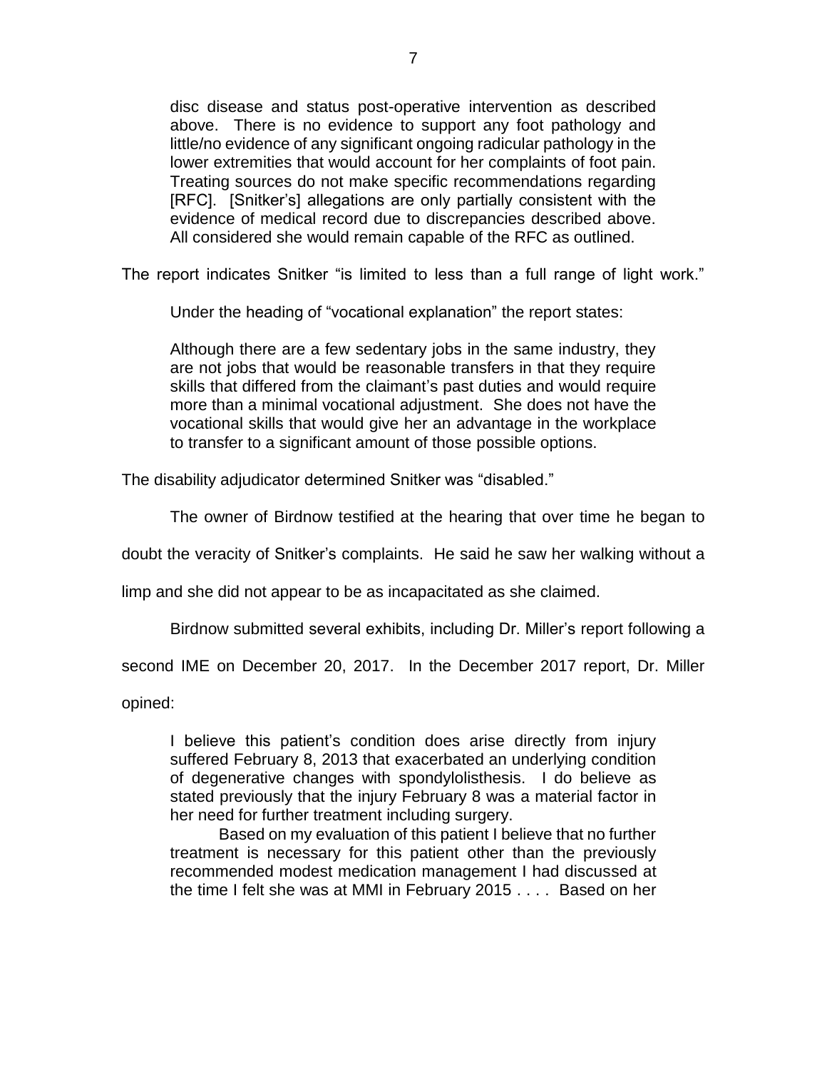> disc disease and status post-operative intervention as described above. There is no evidence to support any foot pathology and little/no evidence of any significant ongoing radicular pathology in the lower extremities that would account for her complaints of foot pain. Treating sources do not make specific recommendations regarding [RFC]. [Snitker's] allegations are only partially consistent with the evidence of medical record due to discrepancies described above. All considered she would remain capable of the RFC as outlined.

The report indicates Snitker "is limited to less than a full range of light work."

Under the heading of "vocational explanation" the report states:

> Although there are a few sedentary jobs in the same industry, they are not jobs that would be reasonable transfers in that they require skills that differed from the claimant's past duties and would require more than a minimal vocational adjustment. She does not have the vocational skills that would give her an advantage in the workplace to transfer to a significant amount of those possible options.

The disability adjudicator determined Snitker was "disabled."

The owner of Birdnow testified at the hearing that over time he began to doubt the veracity of Snitker's complaints. He said he saw her walking without a limp and she did not appear to be as incapacitated as she claimed.

Birdnow submitted several exhibits, including Dr. Miller's report following a second IME on December 20, 2017. In the December 2017 report, Dr. Miller opined:

> I believe this patient's condition does arise directly from injury suffered February 8, 2013 that exacerbated an underlying condition of degenerative changes with spondylolisthesis. I do believe as stated previously that the injury February 8 was a material factor in her need for further treatment including surgery.
>
> Based on my evaluation of this patient I believe that no further treatment is necessary for this patient other than the previously recommended modest medication management I had discussed at the time I felt she was at MMI in February 2015 . . . . Based on her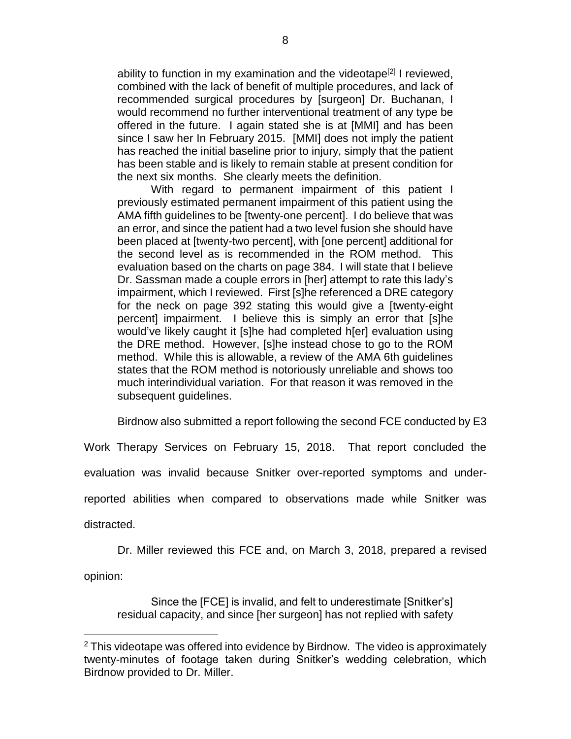> ability to function in my examination and the videotape[2] I reviewed, combined with the lack of benefit of multiple procedures, and lack of recommended surgical procedures by [surgeon] Dr. Buchanan, I would recommend no further interventional treatment of any type be offered in the future. I again stated she is at [MMI] and has been since I saw her In February 2015. [MMI] does not imply the patient has reached the initial baseline prior to injury, simply that the patient has been stable and is likely to remain stable at present condition for the next six months. She clearly meets the definition.
>
> With regard to permanent impairment of this patient I previously estimated permanent impairment of this patient using the AMA fifth guidelines to be [twenty-one percent]. I do believe that was an error, and since the patient had a two level fusion she should have been placed at [twenty-two percent], with [one percent] additional for the second level as is recommended in the ROM method. This evaluation based on the charts on page 384. I will state that I believe Dr. Sassman made a couple errors in [her] attempt to rate this lady's impairment, which I reviewed. First [s]he referenced a DRE category for the neck on page 392 stating this would give a [twenty-eight percent] impairment. I believe this is simply an error that [s]he would've likely caught it [s]he had completed h[er] evaluation using the DRE method. However, [s]he instead chose to go to the ROM method. While this is allowable, a review of the AMA 6th guidelines states that the ROM method is notoriously unreliable and shows too much interindividual variation. For that reason it was removed in the subsequent guidelines.

Birdnow also submitted a report following the second FCE conducted by E3 Work Therapy Services on February 15, 2018. That report concluded the evaluation was invalid because Snitker over-reported symptoms and under-reported abilities when compared to observations made while Snitker was distracted.

Dr. Miller reviewed this FCE and, on March 3, 2018, prepared a revised opinion:

> Since the [FCE] is invalid, and felt to underestimate [Snitker's] residual capacity, and since [her surgeon] has not replied with safety

---

[2] This videotape was offered into evidence by Birdnow. The video is approximately twenty-minutes of footage taken during Snitker's wedding celebration, which Birdnow provided to Dr. Miller.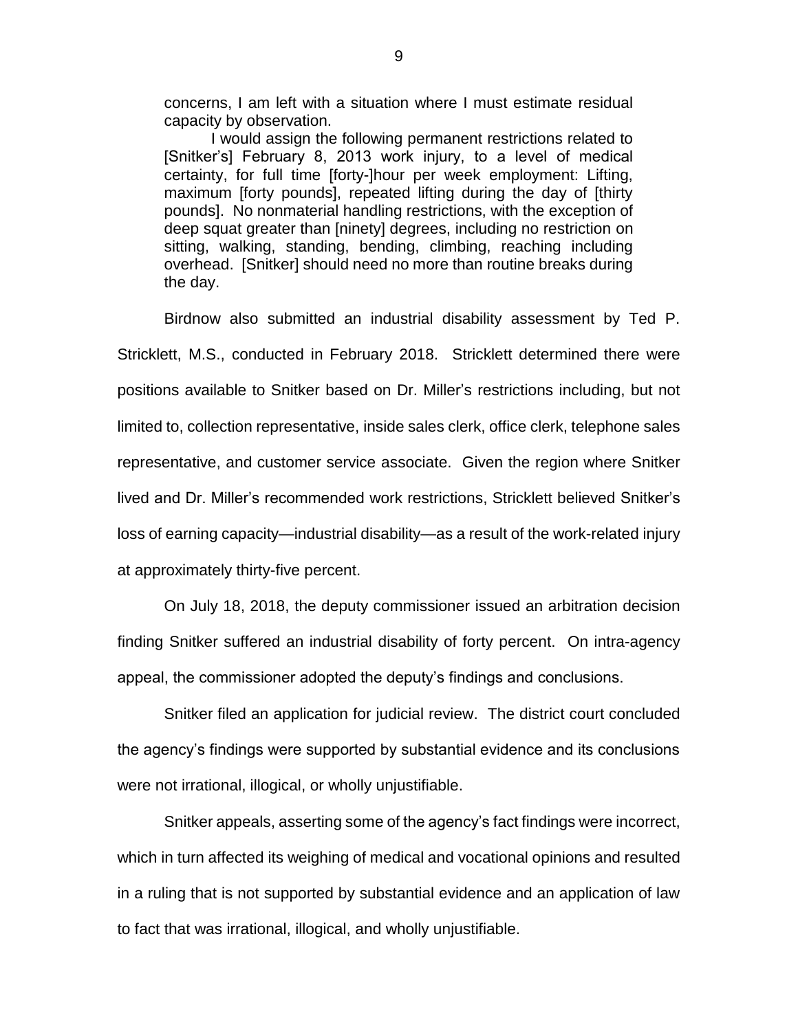> concerns, I am left with a situation where I must estimate residual capacity by observation.
>
> I would assign the following permanent restrictions related to [Snitker's] February 8, 2013 work injury, to a level of medical certainty, for full time [forty-]hour per week employment: Lifting, maximum [forty pounds], repeated lifting during the day of [thirty pounds]. No nonmaterial handling restrictions, with the exception of deep squat greater than [ninety] degrees, including no restriction on sitting, walking, standing, bending, climbing, reaching including overhead. [Snitker] should need no more than routine breaks during the day.

Birdnow also submitted an industrial disability assessment by Ted P. Stricklett, M.S., conducted in February 2018. Stricklett determined there were positions available to Snitker based on Dr. Miller's restrictions including, but not limited to, collection representative, inside sales clerk, office clerk, telephone sales representative, and customer service associate. Given the region where Snitker lived and Dr. Miller's recommended work restrictions, Stricklett believed Snitker's loss of earning capacity—industrial disability—as a result of the work-related injury at approximately thirty-five percent.

On July 18, 2018, the deputy commissioner issued an arbitration decision finding Snitker suffered an industrial disability of forty percent. On intra-agency appeal, the commissioner adopted the deputy's findings and conclusions.

Snitker filed an application for judicial review. The district court concluded the agency's findings were supported by substantial evidence and its conclusions were not irrational, illogical, or wholly unjustifiable.

Snitker appeals, asserting some of the agency's fact findings were incorrect, which in turn affected its weighing of medical and vocational opinions and resulted in a ruling that is not supported by substantial evidence and an application of law to fact that was irrational, illogical, and wholly unjustifiable.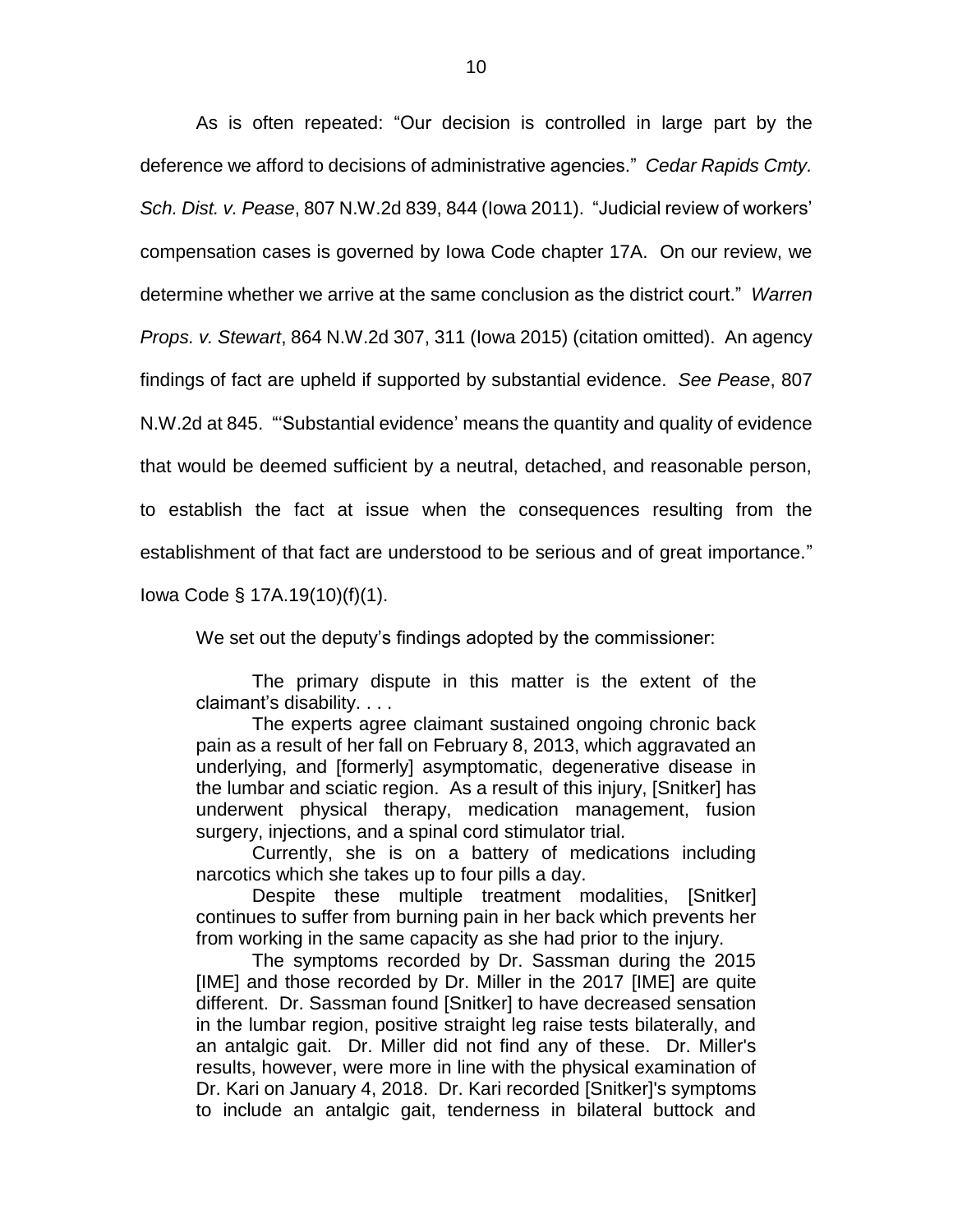As is often repeated: "Our decision is controlled in large part by the deference we afford to decisions of administrative agencies." *Cedar Rapids Cmty. Sch. Dist. v. Pease*, 807 N.W.2d 839, 844 (Iowa 2011). "Judicial review of workers' compensation cases is governed by Iowa Code chapter 17A. On our review, we determine whether we arrive at the same conclusion as the district court." *Warren Props. v. Stewart*, 864 N.W.2d 307, 311 (Iowa 2015) (citation omitted). An agency findings of fact are upheld if supported by substantial evidence. *See Pease*, 807 N.W.2d at 845. "'Substantial evidence' means the quantity and quality of evidence that would be deemed sufficient by a neutral, detached, and reasonable person, to establish the fact at issue when the consequences resulting from the establishment of that fact are understood to be serious and of great importance." Iowa Code § 17A.19(10)(f)(1).

We set out the deputy's findings adopted by the commissioner:

> The primary dispute in this matter is the extent of the claimant's disability. . . .
>
> The experts agree claimant sustained ongoing chronic back pain as a result of her fall on February 8, 2013, which aggravated an underlying, and [formerly] asymptomatic, degenerative disease in the lumbar and sciatic region. As a result of this injury, [Snitker] has underwent physical therapy, medication management, fusion surgery, injections, and a spinal cord stimulator trial.
>
> Currently, she is on a battery of medications including narcotics which she takes up to four pills a day.
>
> Despite these multiple treatment modalities, [Snitker] continues to suffer from burning pain in her back which prevents her from working in the same capacity as she had prior to the injury.
>
> The symptoms recorded by Dr. Sassman during the 2015 [IME] and those recorded by Dr. Miller in the 2017 [IME] are quite different. Dr. Sassman found [Snitker] to have decreased sensation in the lumbar region, positive straight leg raise tests bilaterally, and an antalgic gait. Dr. Miller did not find any of these. Dr. Miller's results, however, were more in line with the physical examination of Dr. Kari on January 4, 2018. Dr. Kari recorded [Snitker]'s symptoms to include an antalgic gait, tenderness in bilateral buttock and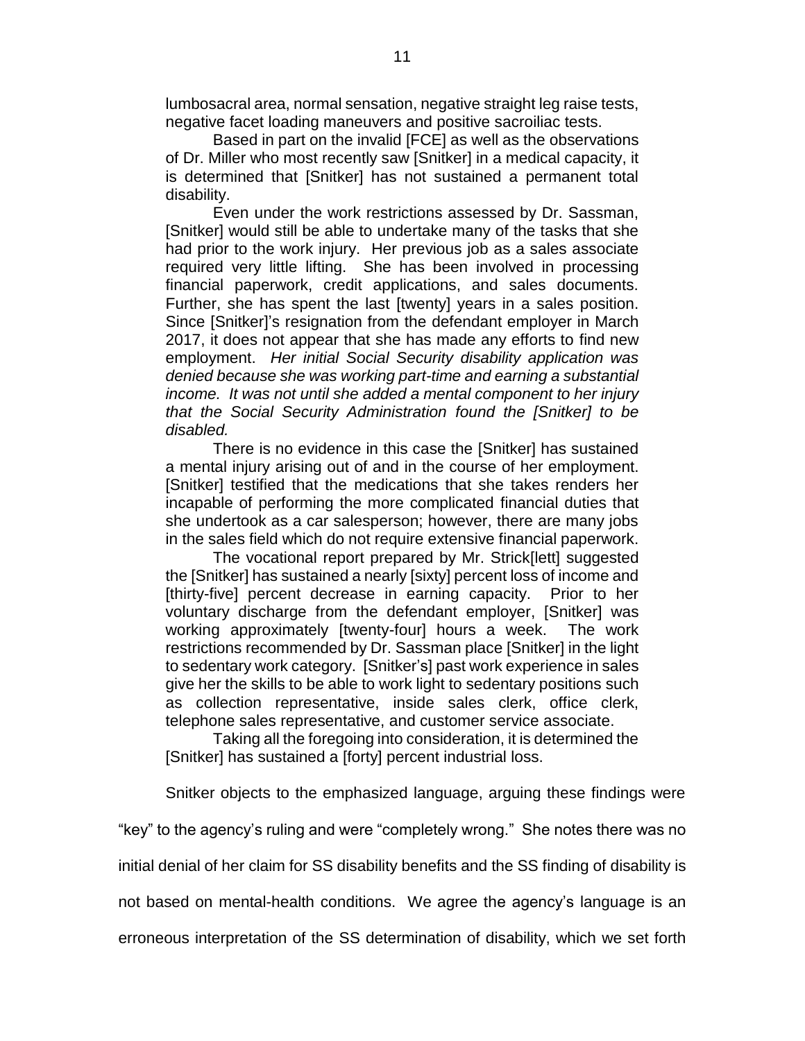lumbosacral area, normal sensation, negative straight leg raise tests, negative facet loading maneuvers and positive sacroiliac tests.

Based in part on the invalid [FCE] as well as the observations of Dr. Miller who most recently saw [Snitker] in a medical capacity, it is determined that [Snitker] has not sustained a permanent total disability.

Even under the work restrictions assessed by Dr. Sassman, [Snitker] would still be able to undertake many of the tasks that she had prior to the work injury. Her previous job as a sales associate required very little lifting. She has been involved in processing financial paperwork, credit applications, and sales documents. Further, she has spent the last [twenty] years in a sales position. Since [Snitker]'s resignation from the defendant employer in March 2017, it does not appear that she has made any efforts to find new employment. *Her initial Social Security disability application was denied because she was working part-time and earning a substantial income. It was not until she added a mental component to her injury that the Social Security Administration found the [Snitker] to be disabled.*

There is no evidence in this case the [Snitker] has sustained a mental injury arising out of and in the course of her employment. [Snitker] testified that the medications that she takes renders her incapable of performing the more complicated financial duties that she undertook as a car salesperson; however, there are many jobs in the sales field which do not require extensive financial paperwork.

The vocational report prepared by Mr. Strick[lett] suggested the [Snitker] has sustained a nearly [sixty] percent loss of income and [thirty-five] percent decrease in earning capacity. Prior to her voluntary discharge from the defendant employer, [Snitker] was working approximately [twenty-four] hours a week. The work restrictions recommended by Dr. Sassman place [Snitker] in the light to sedentary work category. [Snitker's] past work experience in sales give her the skills to be able to work light to sedentary positions such as collection representative, inside sales clerk, office clerk, telephone sales representative, and customer service associate.

Taking all the foregoing into consideration, it is determined the [Snitker] has sustained a [forty] percent industrial loss.

Snitker objects to the emphasized language, arguing these findings were "key" to the agency's ruling and were "completely wrong." She notes there was no initial denial of her claim for SS disability benefits and the SS finding of disability is not based on mental-health conditions. We agree the agency's language is an erroneous interpretation of the SS determination of disability, which we set forth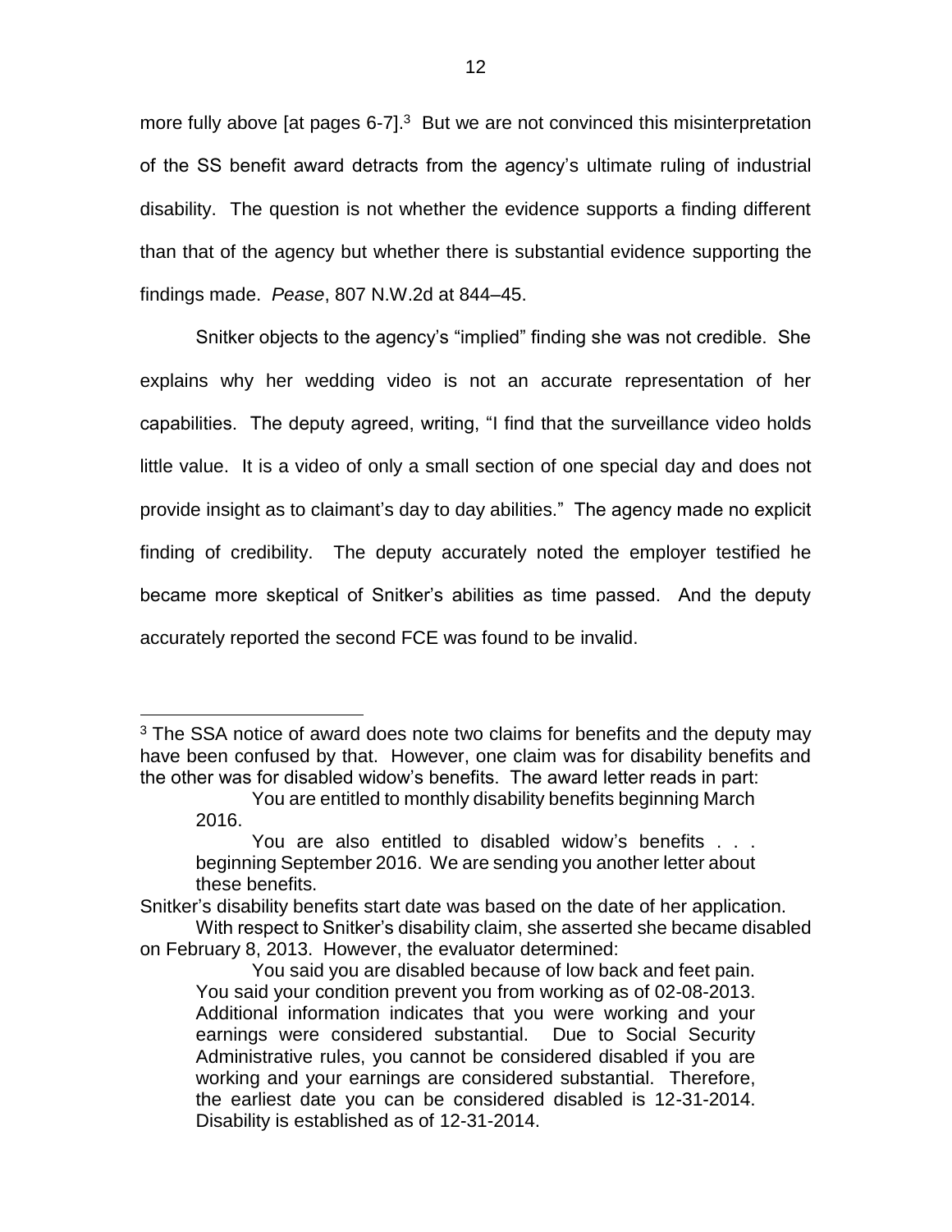more fully above [at pages 6-7].[3] But we are not convinced this misinterpretation of the SS benefit award detracts from the agency's ultimate ruling of industrial disability. The question is not whether the evidence supports a finding different than that of the agency but whether there is substantial evidence supporting the findings made. *Pease*, 807 N.W.2d at 844–45.

Snitker objects to the agency's "implied" finding she was not credible. She explains why her wedding video is not an accurate representation of her capabilities. The deputy agreed, writing, "I find that the surveillance video holds little value. It is a video of only a small section of one special day and does not provide insight as to claimant's day to day abilities." The agency made no explicit finding of credibility. The deputy accurately noted the employer testified he became more skeptical of Snitker's abilities as time passed. And the deputy accurately reported the second FCE was found to be invalid.

---

[3] The SSA notice of award does note two claims for benefits and the deputy may have been confused by that. However, one claim was for disability benefits and the other was for disabled widow's benefits. The award letter reads in part:

> You are entitled to monthly disability benefits beginning March 2016.
>
> You are also entitled to disabled widow's benefits . . . beginning September 2016. We are sending you another letter about these benefits.

Snitker's disability benefits start date was based on the date of her application.

With respect to Snitker's disability claim, she asserted she became disabled on February 8, 2013. However, the evaluator determined:

> You said you are disabled because of low back and feet pain. You said your condition prevent you from working as of 02-08-2013. Additional information indicates that you were working and your earnings were considered substantial. Due to Social Security Administrative rules, you cannot be considered disabled if you are working and your earnings are considered substantial. Therefore, the earliest date you can be considered disabled is 12-31-2014. Disability is established as of 12-31-2014.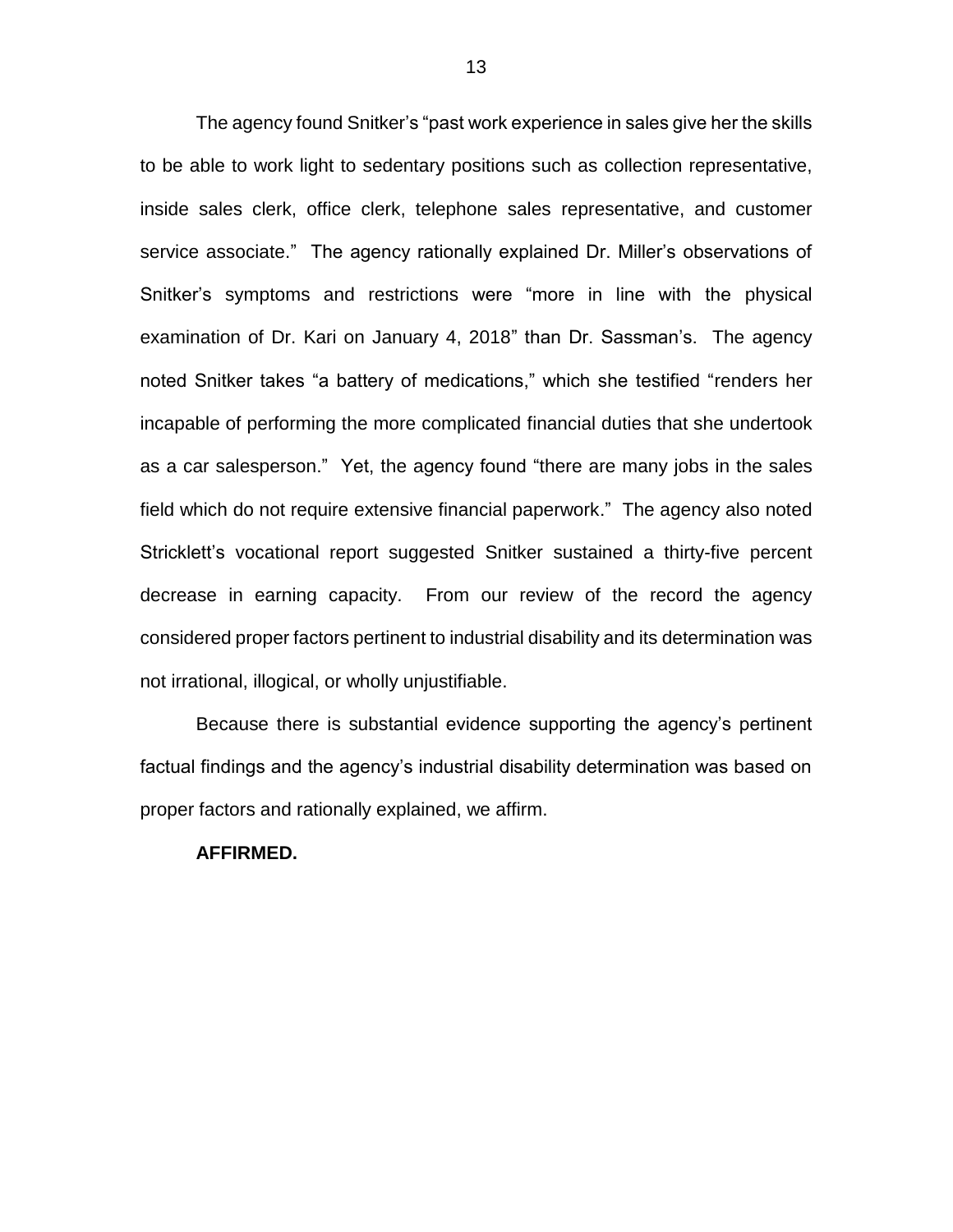The agency found Snitker's "past work experience in sales give her the skills to be able to work light to sedentary positions such as collection representative, inside sales clerk, office clerk, telephone sales representative, and customer service associate." The agency rationally explained Dr. Miller's observations of Snitker's symptoms and restrictions were "more in line with the physical examination of Dr. Kari on January 4, 2018" than Dr. Sassman's. The agency noted Snitker takes "a battery of medications," which she testified "renders her incapable of performing the more complicated financial duties that she undertook as a car salesperson." Yet, the agency found "there are many jobs in the sales field which do not require extensive financial paperwork." The agency also noted Stricklett's vocational report suggested Snitker sustained a thirty-five percent decrease in earning capacity. From our review of the record the agency considered proper factors pertinent to industrial disability and its determination was not irrational, illogical, or wholly unjustifiable.

Because there is substantial evidence supporting the agency's pertinent factual findings and the agency's industrial disability determination was based on proper factors and rationally explained, we affirm.

**AFFIRMED.**